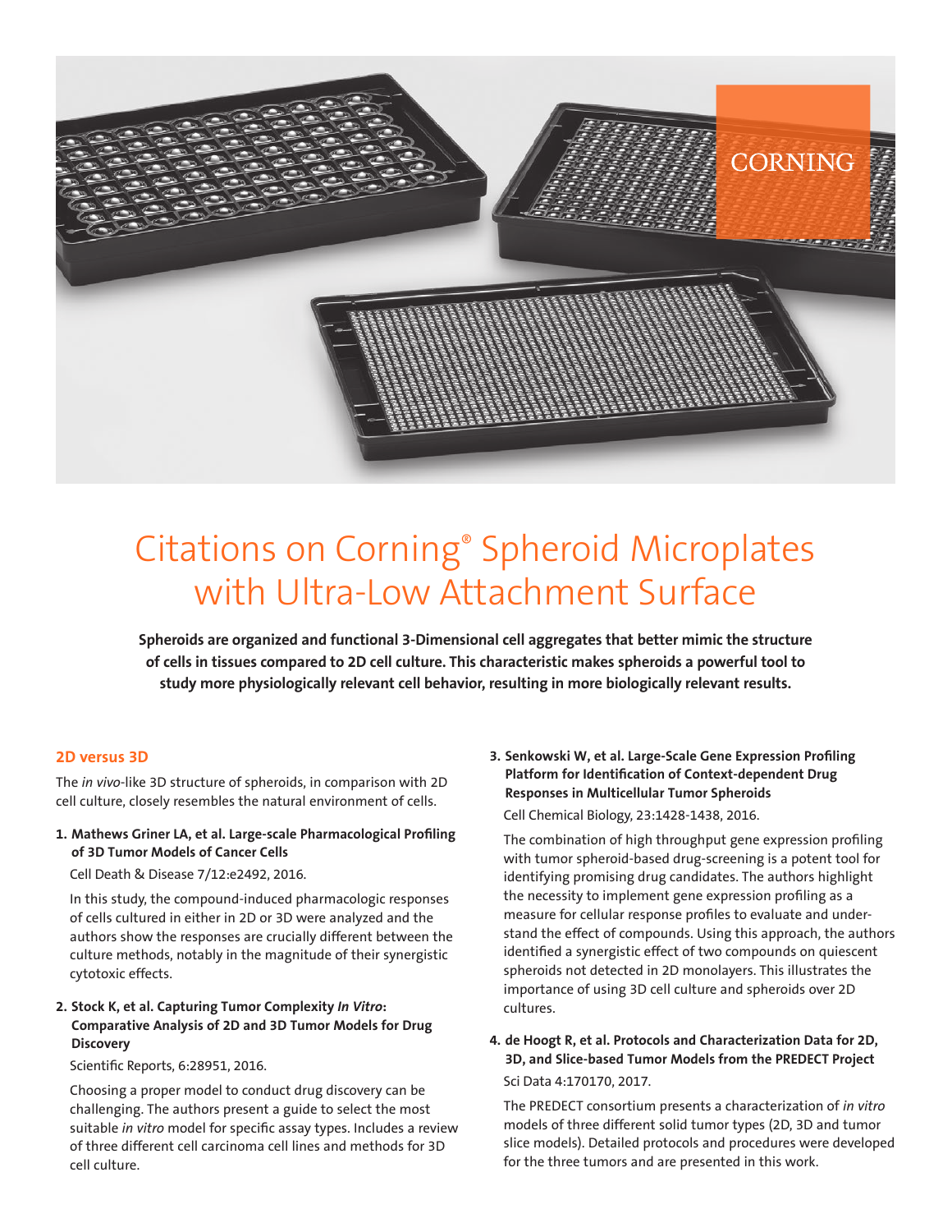# Citations on Corning® Spheroid Microplates with Ultra-Low Attachment Surface

**Spheroids are organized and functional 3-Dimensional cell aggregates that better mimic the structure of cells in tissues compared to 2D cell culture. This characteristic makes spheroids a powerful tool to study more physiologically relevant cell behavior, resulting in more biologically relevant results.**

## 2D versus 3D

The *in vivo*-like 3D structure of spheroids, in comparison with 2D cell culture, closely resembles the natural environment of cells.

1. **Mathews Griner LA, et al. Large-scale Pharmacological Profiling of 3D Tumor Models of Cancer Cells**

   Cell Death & Disease 7/12:e2492, 2016.

   In this study, the compound-induced pharmacologic responses of cells cultured in either in 2D or 3D were analyzed and the authors show the responses are crucially different between the culture methods, notably in the magnitude of their synergistic cytotoxic effects.

2. **Stock K, et al. Capturing Tumor Complexity *In Vitro*: Comparative Analysis of 2D and 3D Tumor Models for Drug Discovery**

   Scientific Reports, 6:28951, 2016.

   Choosing a proper model to conduct drug discovery can be challenging. The authors present a guide to select the most suitable *in vitro* model for specific assay types. Includes a review of three different cell carcinoma cell lines and methods for 3D cell culture.

3. **Senkowski W, et al. Large-Scale Gene Expression Profiling Platform for Identification of Context-dependent Drug Responses in Multicellular Tumor Spheroids**

   Cell Chemical Biology, 23:1428-1438, 2016.

   The combination of high throughput gene expression profiling with tumor spheroid-based drug-screening is a potent tool for identifying promising drug candidates. The authors highlight the necessity to implement gene expression profiling as a measure for cellular response profiles to evaluate and understand the effect of compounds. Using this approach, the authors identified a synergistic effect of two compounds on quiescent spheroids not detected in 2D monolayers. This illustrates the importance of using 3D cell culture and spheroids over 2D cultures.

4. **de Hoogt R, et al. Protocols and Characterization Data for 2D, 3D, and Slice-based Tumor Models from the PREDECT Project**

   Sci Data 4:170170, 2017.

   The PREDECT consortium presents a characterization of *in vitro* models of three different solid tumor types (2D, 3D and tumor slice models). Detailed protocols and procedures were developed for the three tumors and are presented in this work.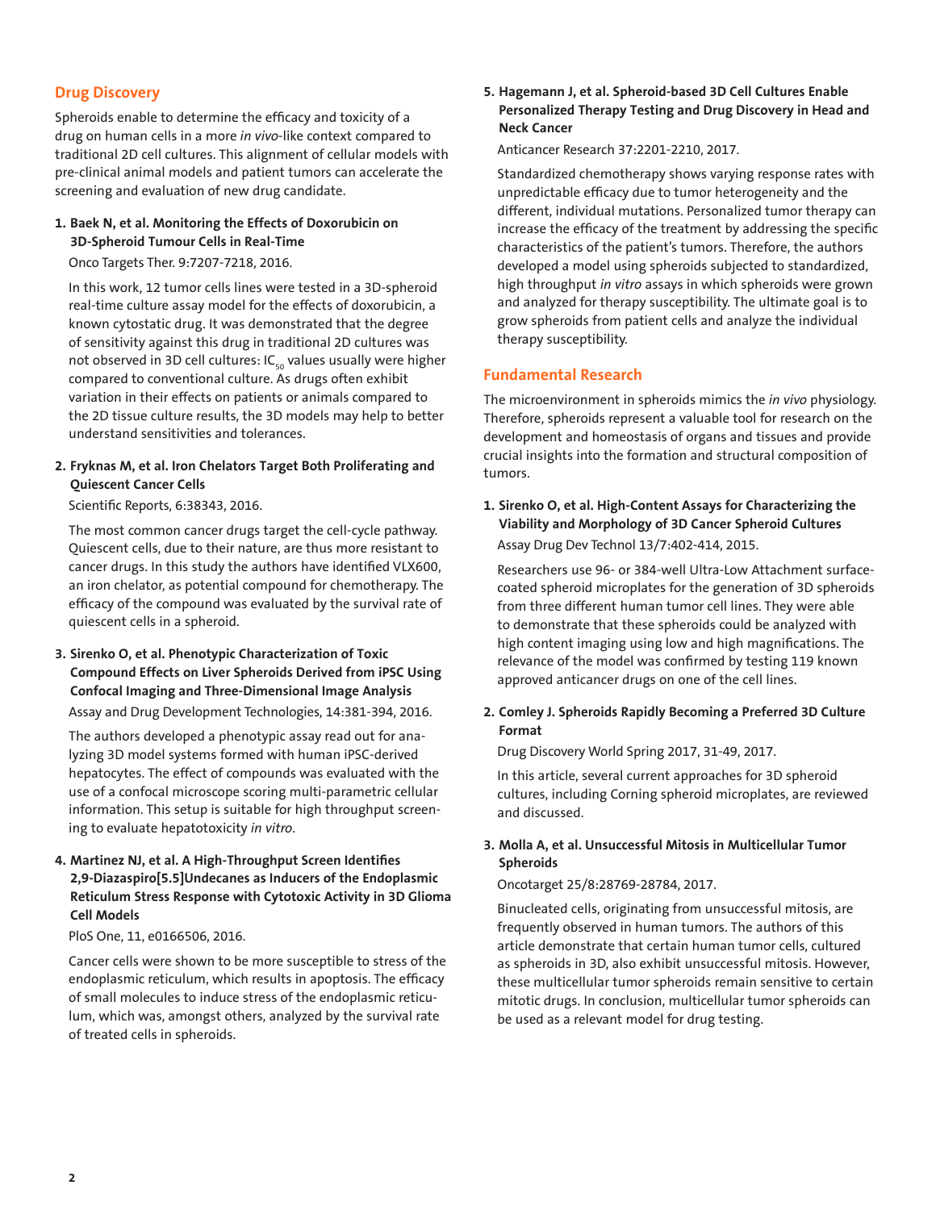## Drug Discovery

Spheroids enable to determine the efficacy and toxicity of a drug on human cells in a more *in vivo*-like context compared to traditional 2D cell cultures. This alignment of cellular models with pre-clinical animal models and patient tumors can accelerate the screening and evaluation of new drug candidate.

1. **Baek N, et al. Monitoring the Effects of Doxorubicin on 3D-Spheroid Tumour Cells in Real-Time**

   Onco Targets Ther. 9:7207-7218, 2016.

   In this work, 12 tumor cells lines were tested in a 3D-spheroid real-time culture assay model for the effects of doxorubicin, a known cytostatic drug. It was demonstrated that the degree of sensitivity against this drug in traditional 2D cultures was not observed in 3D cell cultures: $IC_{50}$ values usually were higher compared to conventional culture. As drugs often exhibit variation in their effects on patients or animals compared to the 2D tissue culture results, the 3D models may help to better understand sensitivities and tolerances.

2. **Fryknas M, et al. Iron Chelators Target Both Proliferating and Quiescent Cancer Cells**

   Scientific Reports, 6:38343, 2016.

   The most common cancer drugs target the cell-cycle pathway. Quiescent cells, due to their nature, are thus more resistant to cancer drugs. In this study the authors have identified VLX600, an iron chelator, as potential compound for chemotherapy. The efficacy of the compound was evaluated by the survival rate of quiescent cells in a spheroid.

3. **Sirenko O, et al. Phenotypic Characterization of Toxic Compound Effects on Liver Spheroids Derived from iPSC Using Confocal Imaging and Three-Dimensional Image Analysis**

   Assay and Drug Development Technologies, 14:381-394, 2016.

   The authors developed a phenotypic assay read out for analyzing 3D model systems formed with human iPSC-derived hepatocytes. The effect of compounds was evaluated with the use of a confocal microscope scoring multi-parametric cellular information. This setup is suitable for high throughput screening to evaluate hepatotoxicity *in vitro*.

4. **Martinez NJ, et al. A High-Throughput Screen Identifies 2,9-Diazaspiro[5.5]Undecanes as Inducers of the Endoplasmic Reticulum Stress Response with Cytotoxic Activity in 3D Glioma Cell Models**

   PloS One, 11, e0166506, 2016.

   Cancer cells were shown to be more susceptible to stress of the endoplasmic reticulum, which results in apoptosis. The efficacy of small molecules to induce stress of the endoplasmic reticulum, which was, amongst others, analyzed by the survival rate of treated cells in spheroids.

5. **Hagemann J, et al. Spheroid-based 3D Cell Cultures Enable Personalized Therapy Testing and Drug Discovery in Head and Neck Cancer**

   Anticancer Research 37:2201-2210, 2017.

   Standardized chemotherapy shows varying response rates with unpredictable efficacy due to tumor heterogeneity and the different, individual mutations. Personalized tumor therapy can increase the efficacy of the treatment by addressing the specific characteristics of the patient's tumors. Therefore, the authors developed a model using spheroids subjected to standardized, high throughput *in vitro* assays in which spheroids were grown and analyzed for therapy susceptibility. The ultimate goal is to grow spheroids from patient cells and analyze the individual therapy susceptibility.

## Fundamental Research

The microenvironment in spheroids mimics the *in vivo* physiology. Therefore, spheroids represent a valuable tool for research on the development and homeostasis of organs and tissues and provide crucial insights into the formation and structural composition of tumors.

1. **Sirenko O, et al. High-Content Assays for Characterizing the Viability and Morphology of 3D Cancer Spheroid Cultures**

   Assay Drug Dev Technol 13/7:402-414, 2015.

   Researchers use 96- or 384-well Ultra-Low Attachment surface-coated spheroid microplates for the generation of 3D spheroids from three different human tumor cell lines. They were able to demonstrate that these spheroids could be analyzed with high content imaging using low and high magnifications. The relevance of the model was confirmed by testing 119 known approved anticancer drugs on one of the cell lines.

2. **Comley J. Spheroids Rapidly Becoming a Preferred 3D Culture Format**

   Drug Discovery World Spring 2017, 31-49, 2017.

   In this article, several current approaches for 3D spheroid cultures, including Corning spheroid microplates, are reviewed and discussed.

3. **Molla A, et al. Unsuccessful Mitosis in Multicellular Tumor Spheroids**

   Oncotarget 25/8:28769-28784, 2017.

   Binucleated cells, originating from unsuccessful mitosis, are frequently observed in human tumors. The authors of this article demonstrate that certain human tumor cells, cultured as spheroids in 3D, also exhibit unsuccessful mitosis. However, these multicellular tumor spheroids remain sensitive to certain mitotic drugs. In conclusion, multicellular tumor spheroids can be used as a relevant model for drug testing.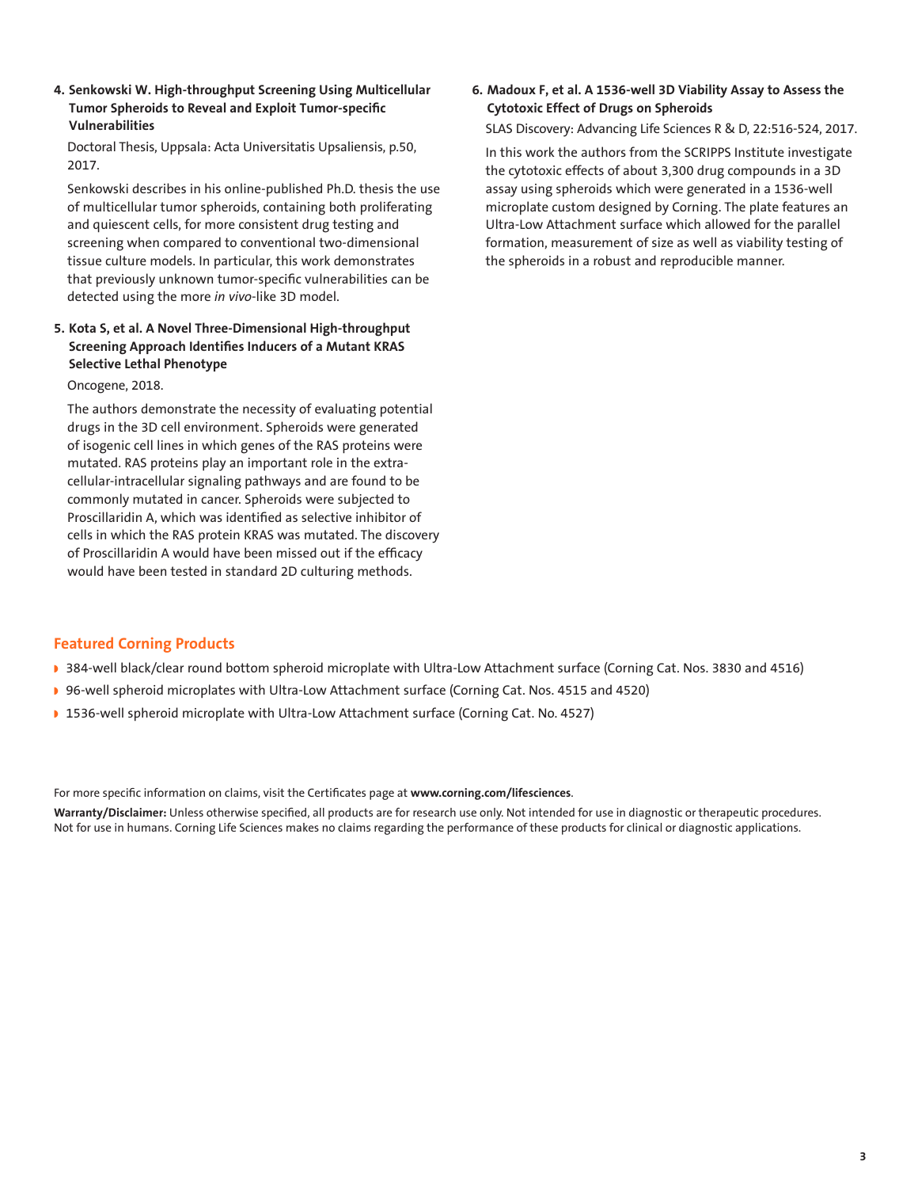4. **Senkowski W. High-throughput Screening Using Multicellular Tumor Spheroids to Reveal and Exploit Tumor-specific Vulnerabilities**

   Doctoral Thesis, Uppsala: Acta Universitatis Upsaliensis, p.50, 2017.

   Senkowski describes in his online-published Ph.D. thesis the use of multicellular tumor spheroids, containing both proliferating and quiescent cells, for more consistent drug testing and screening when compared to conventional two-dimensional tissue culture models. In particular, this work demonstrates that previously unknown tumor-specific vulnerabilities can be detected using the more *in vivo*-like 3D model.

5. **Kota S, et al. A Novel Three-Dimensional High-throughput Screening Approach Identifies Inducers of a Mutant KRAS Selective Lethal Phenotype**

   Oncogene, 2018.

   The authors demonstrate the necessity of evaluating potential drugs in the 3D cell environment. Spheroids were generated of isogenic cell lines in which genes of the RAS proteins were mutated. RAS proteins play an important role in the extra-cellular-intracellular signaling pathways and are found to be commonly mutated in cancer. Spheroids were subjected to Proscillaridin A, which was identified as selective inhibitor of cells in which the RAS protein KRAS was mutated. The discovery of Proscillaridin A would have been missed out if the efficacy would have been tested in standard 2D culturing methods.

6. **Madoux F, et al. A 1536-well 3D Viability Assay to Assess the Cytotoxic Effect of Drugs on Spheroids**

   SLAS Discovery: Advancing Life Sciences R & D, 22:516-524, 2017.

   In this work the authors from the SCRIPPS Institute investigate the cytotoxic effects of about 3,300 drug compounds in a 3D assay using spheroids which were generated in a 1536-well microplate custom designed by Corning. The plate features an Ultra-Low Attachment surface which allowed for the parallel formation, measurement of size as well as viability testing of the spheroids in a robust and reproducible manner.

## Featured Corning Products

- 384-well black/clear round bottom spheroid microplate with Ultra-Low Attachment surface (Corning Cat. Nos. 3830 and 4516)
- 96-well spheroid microplates with Ultra-Low Attachment surface (Corning Cat. Nos. 4515 and 4520)
- 1536-well spheroid microplate with Ultra-Low Attachment surface (Corning Cat. No. 4527)

For more specific information on claims, visit the Certificates page at **www.corning.com/lifesciences**.

**Warranty/Disclaimer:** Unless otherwise specified, all products are for research use only. Not intended for use in diagnostic or therapeutic procedures. Not for use in humans. Corning Life Sciences makes no claims regarding the performance of these products for clinical or diagnostic applications.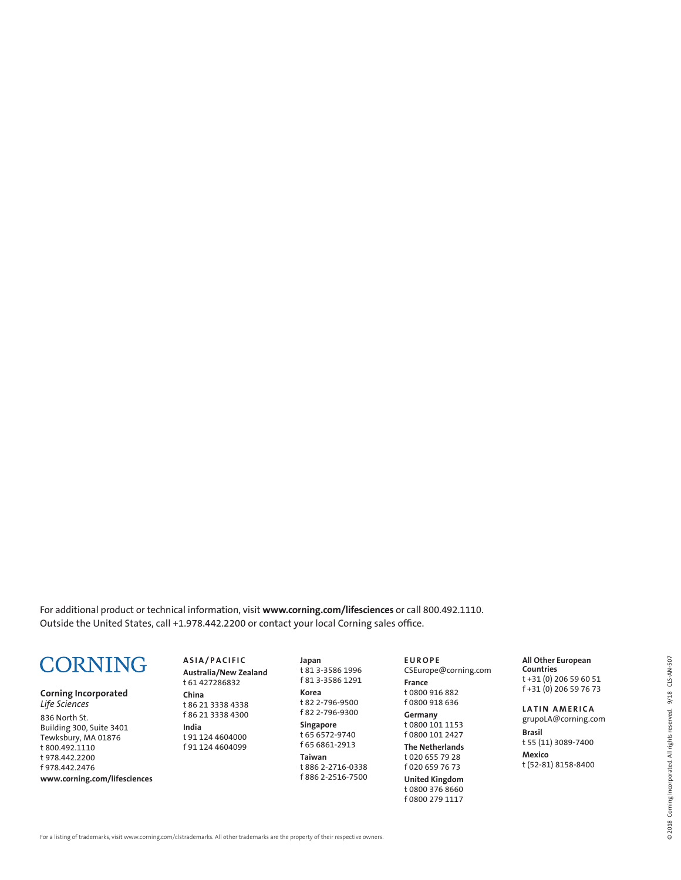For additional product or technical information, visit **www.corning.com/lifesciences** or call 800.492.1110. Outside the United States, call +1.978.442.2200 or contact your local Corning sales office.

CORNING

**Corning Incorporated**
*Life Sciences*

836 North St.
Building 300, Suite 3401
Tewksbury, MA 01876
t 800.492.1110
t 978.442.2200
f 978.442.2476
**www.corning.com/lifesciences**

**ASIA/PACIFIC**

**Australia/New Zealand**
t 61 427286832

**China**
t 86 21 3338 4338
f 86 21 3338 4300

**India**
t 91 124 4604000
f 91 124 4604099

**Japan**
t 81 3-3586 1996
f 81 3-3586 1291

**Korea**
t 82 2-796-9500
f 82 2-796-9300

**Singapore**
t 65 6572-9740
f 65 6861-2913

**Taiwan**
t 886 2-2716-0338
f 886 2-2516-7500

**EUROPE**

CSEurope@corning.com

**France**
t 0800 916 882
f 0800 918 636

**Germany**
t 0800 101 1153
f 0800 101 2427

**The Netherlands**
t 020 655 79 28
f 020 659 76 73

**United Kingdom**
t 0800 376 8660
f 0800 279 1117

**All Other European Countries**
t +31 (0) 206 59 60 51
f +31 (0) 206 59 76 73

**LATIN AMERICA**

grupoLA@corning.com

**Brasil**
t 55 (11) 3089-7400

**Mexico**
t (52-81) 8158-8400

For a listing of trademarks, visit www.corning.com/clstrademarks. All other trademarks are the property of their respective owners.

© 2018 Corning Incorporated. All rights reserved. 9/18 CLS-AN-507